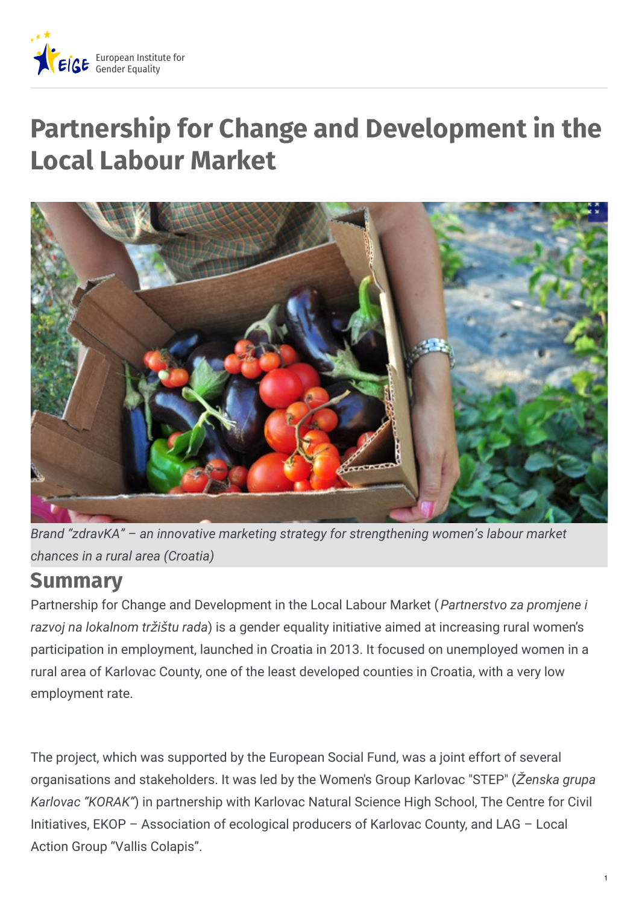# Partnership for Change and Development in the Local Labour Market

*Brand "zdravKA" – an innovative marketing strategy for strengthening women's labour market chances in a rural area (Croatia)*

## Summary

Partnership for Change and Development in the Local Labour Market (*Partnerstvo za promjene i razvoj na lokalnom tržištu rada*) is a gender equality initiative aimed at increasing rural women's participation in employment, launched in Croatia in 2013. It focused on unemployed women in a rural area of Karlovac County, one of the least developed counties in Croatia, with a very low employment rate.

The project, which was supported by the European Social Fund, was a joint effort of several organisations and stakeholders. It was led by the Women's Group Karlovac "STEP" (*Ženska grupa Karlovac "KORAK"*) in partnership with Karlovac Natural Science High School, The Centre for Civil Initiatives, EKOP – Association of ecological producers of Karlovac County, and LAG – Local Action Group "Vallis Colapis".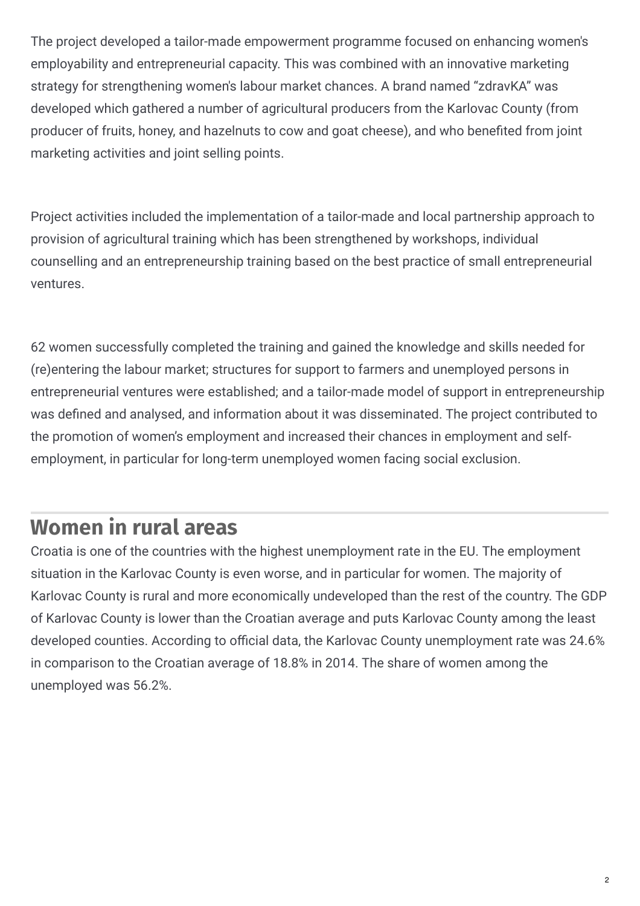The project developed a tailor-made empowerment programme focused on enhancing women's employability and entrepreneurial capacity. This was combined with an innovative marketing strategy for strengthening women's labour market chances. A brand named “zdravKA” was developed which gathered a number of agricultural producers from the Karlovac County (from producer of fruits, honey, and hazelnuts to cow and goat cheese), and who benefited from joint marketing activities and joint selling points.

Project activities included the implementation of a tailor-made and local partnership approach to provision of agricultural training which has been strengthened by workshops, individual counselling and an entrepreneurship training based on the best practice of small entrepreneurial ventures.

62 women successfully completed the training and gained the knowledge and skills needed for (re)entering the labour market; structures for support to farmers and unemployed persons in entrepreneurial ventures were established; and a tailor-made model of support in entrepreneurship was defined and analysed, and information about it was disseminated. The project contributed to the promotion of women’s employment and increased their chances in employment and self-employment, in particular for long-term unemployed women facing social exclusion.

## Women in rural areas

Croatia is one of the countries with the highest unemployment rate in the EU. The employment situation in the Karlovac County is even worse, and in particular for women. The majority of Karlovac County is rural and more economically undeveloped than the rest of the country. The GDP of Karlovac County is lower than the Croatian average and puts Karlovac County among the least developed counties. According to official data, the Karlovac County unemployment rate was 24.6% in comparison to the Croatian average of 18.8% in 2014. The share of women among the unemployed was 56.2%.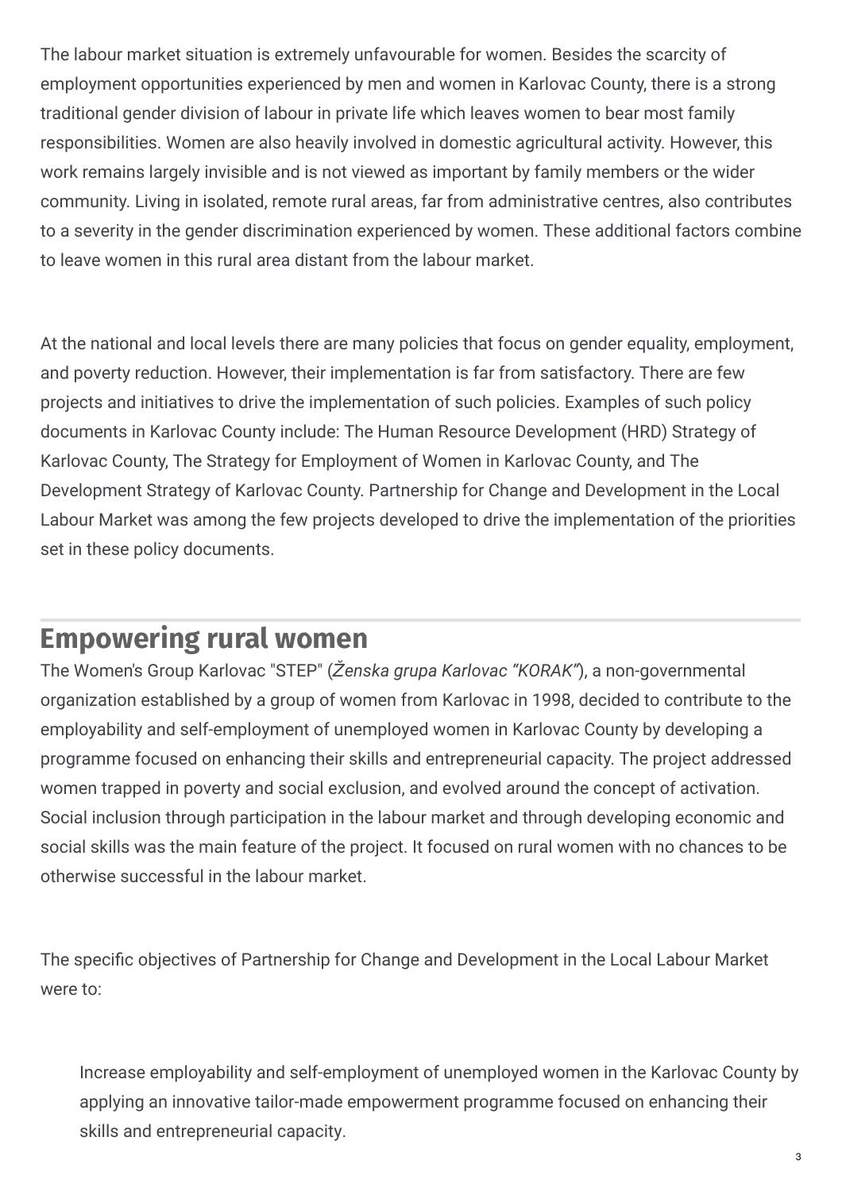The labour market situation is extremely unfavourable for women. Besides the scarcity of employment opportunities experienced by men and women in Karlovac County, there is a strong traditional gender division of labour in private life which leaves women to bear most family responsibilities. Women are also heavily involved in domestic agricultural activity. However, this work remains largely invisible and is not viewed as important by family members or the wider community. Living in isolated, remote rural areas, far from administrative centres, also contributes to a severity in the gender discrimination experienced by women. These additional factors combine to leave women in this rural area distant from the labour market.

At the national and local levels there are many policies that focus on gender equality, employment, and poverty reduction. However, their implementation is far from satisfactory. There are few projects and initiatives to drive the implementation of such policies. Examples of such policy documents in Karlovac County include: The Human Resource Development (HRD) Strategy of Karlovac County, The Strategy for Employment of Women in Karlovac County, and The Development Strategy of Karlovac County. Partnership for Change and Development in the Local Labour Market was among the few projects developed to drive the implementation of the priorities set in these policy documents.

## Empowering rural women

The Women's Group Karlovac "STEP" (*Ženska grupa Karlovac "KORAK"*), a non-governmental organization established by a group of women from Karlovac in 1998, decided to contribute to the employability and self-employment of unemployed women in Karlovac County by developing a programme focused on enhancing their skills and entrepreneurial capacity. The project addressed women trapped in poverty and social exclusion, and evolved around the concept of activation. Social inclusion through participation in the labour market and through developing economic and social skills was the main feature of the project. It focused on rural women with no chances to be otherwise successful in the labour market.

The specific objectives of Partnership for Change and Development in the Local Labour Market were to:

- Increase employability and self-employment of unemployed women in the Karlovac County by applying an innovative tailor-made empowerment programme focused on enhancing their skills and entrepreneurial capacity.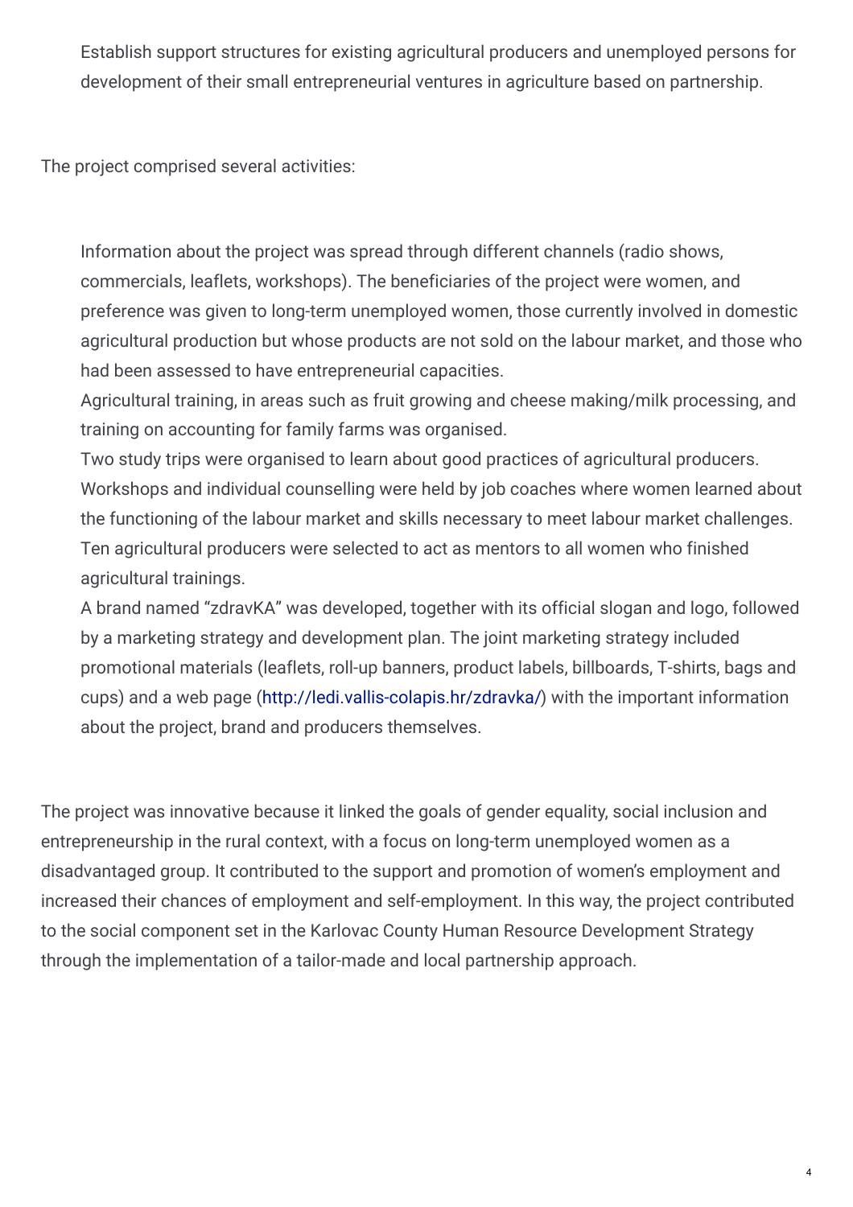Establish support structures for existing agricultural producers and unemployed persons for development of their small entrepreneurial ventures in agriculture based on partnership.

The project comprised several activities:

- Information about the project was spread through different channels (radio shows, commercials, leaflets, workshops). The beneficiaries of the project were women, and preference was given to long-term unemployed women, those currently involved in domestic agricultural production but whose products are not sold on the labour market, and those who had been assessed to have entrepreneurial capacities.
- Agricultural training, in areas such as fruit growing and cheese making/milk processing, and training on accounting for family farms was organised.
- Two study trips were organised to learn about good practices of agricultural producers.
- Workshops and individual counselling were held by job coaches where women learned about the functioning of the labour market and skills necessary to meet labour market challenges.
- Ten agricultural producers were selected to act as mentors to all women who finished agricultural trainings.
- A brand named "zdravKA" was developed, together with its official slogan and logo, followed by a marketing strategy and development plan. The joint marketing strategy included promotional materials (leaflets, roll-up banners, product labels, billboards, T-shirts, bags and cups) and a web page (http://ledi.vallis-colapis.hr/zdravka/) with the important information about the project, brand and producers themselves.

The project was innovative because it linked the goals of gender equality, social inclusion and entrepreneurship in the rural context, with a focus on long-term unemployed women as a disadvantaged group. It contributed to the support and promotion of women's employment and increased their chances of employment and self-employment. In this way, the project contributed to the social component set in the Karlovac County Human Resource Development Strategy through the implementation of a tailor-made and local partnership approach.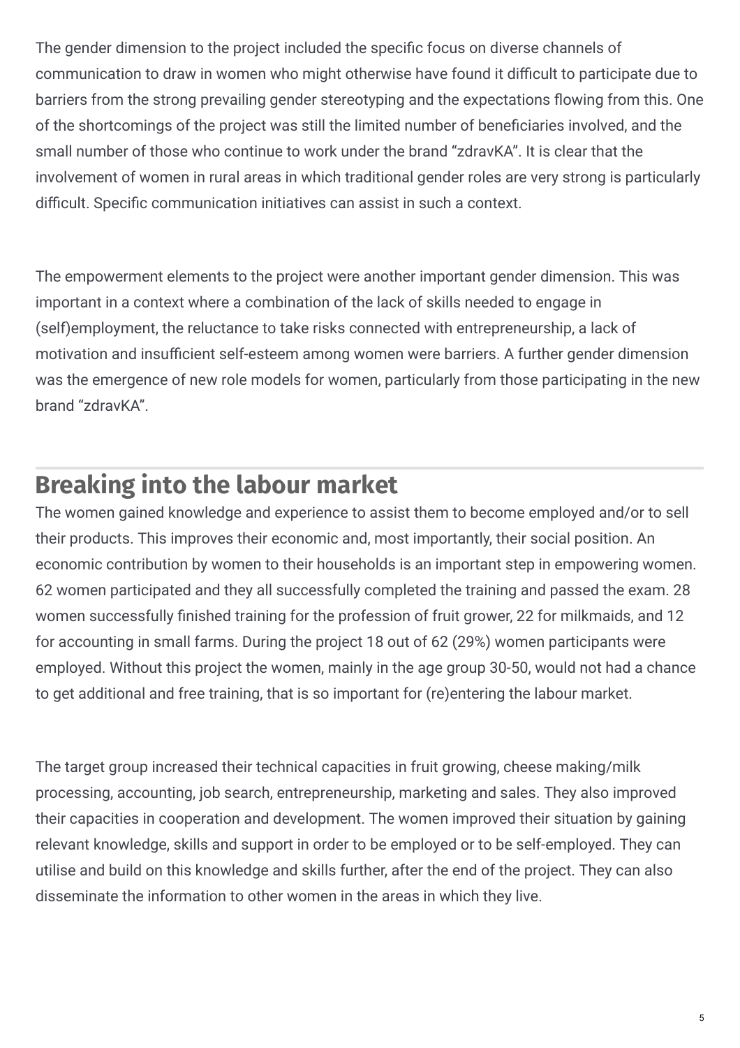The gender dimension to the project included the specific focus on diverse channels of communication to draw in women who might otherwise have found it difficult to participate due to barriers from the strong prevailing gender stereotyping and the expectations flowing from this. One of the shortcomings of the project was still the limited number of beneficiaries involved, and the small number of those who continue to work under the brand "zdravKA". It is clear that the involvement of women in rural areas in which traditional gender roles are very strong is particularly difficult. Specific communication initiatives can assist in such a context.

The empowerment elements to the project were another important gender dimension. This was important in a context where a combination of the lack of skills needed to engage in (self)employment, the reluctance to take risks connected with entrepreneurship, a lack of motivation and insufficient self-esteem among women were barriers. A further gender dimension was the emergence of new role models for women, particularly from those participating in the new brand "zdravKA".

## Breaking into the labour market

The women gained knowledge and experience to assist them to become employed and/or to sell their products. This improves their economic and, most importantly, their social position. An economic contribution by women to their households is an important step in empowering women. 62 women participated and they all successfully completed the training and passed the exam. 28 women successfully finished training for the profession of fruit grower, 22 for milkmaids, and 12 for accounting in small farms. During the project 18 out of 62 (29%) women participants were employed. Without this project the women, mainly in the age group 30-50, would not had a chance to get additional and free training, that is so important for (re)entering the labour market.

The target group increased their technical capacities in fruit growing, cheese making/milk processing, accounting, job search, entrepreneurship, marketing and sales. They also improved their capacities in cooperation and development. The women improved their situation by gaining relevant knowledge, skills and support in order to be employed or to be self-employed. They can utilise and build on this knowledge and skills further, after the end of the project. They can also disseminate the information to other women in the areas in which they live.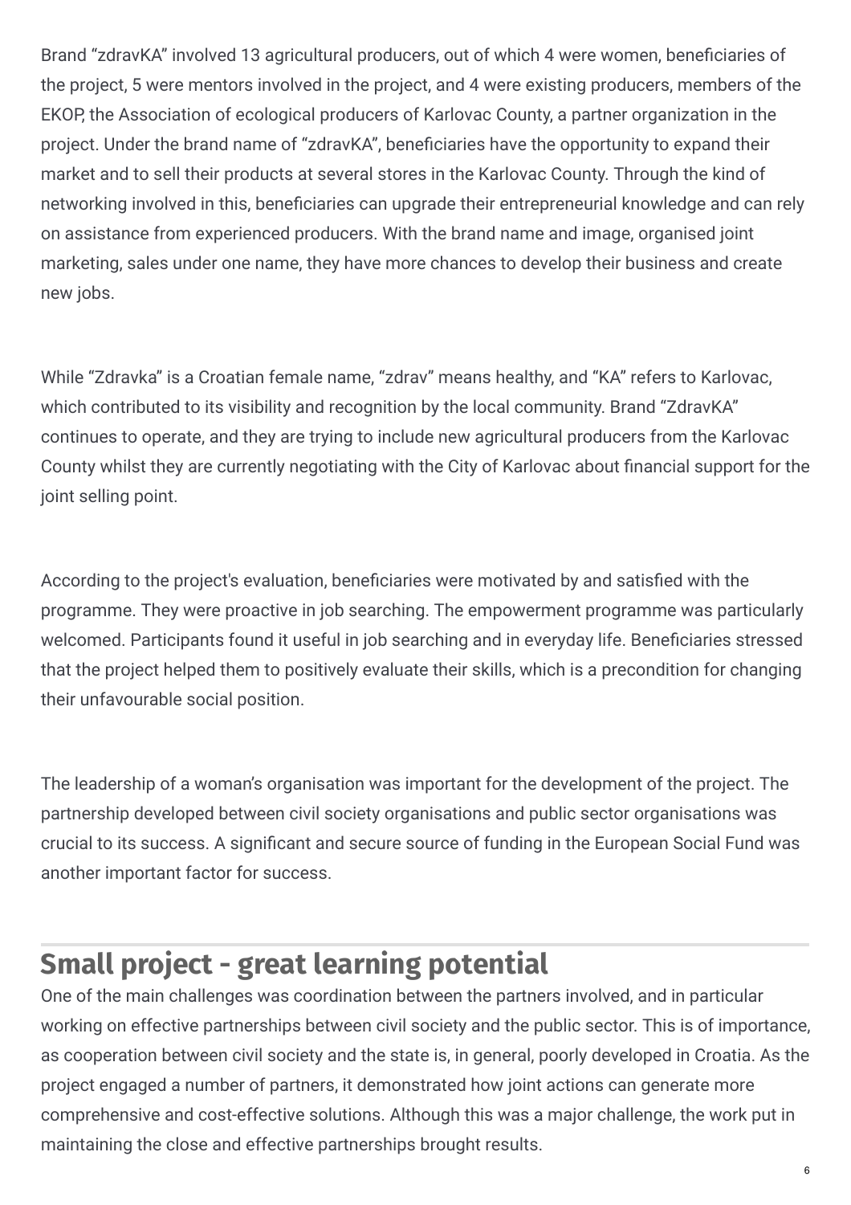Brand “zdravKA” involved 13 agricultural producers, out of which 4 were women, beneficiaries of the project, 5 were mentors involved in the project, and 4 were existing producers, members of the EKOP, the Association of ecological producers of Karlovac County, a partner organization in the project. Under the brand name of “zdravKA”, beneficiaries have the opportunity to expand their market and to sell their products at several stores in the Karlovac County. Through the kind of networking involved in this, beneficiaries can upgrade their entrepreneurial knowledge and can rely on assistance from experienced producers. With the brand name and image, organised joint marketing, sales under one name, they have more chances to develop their business and create new jobs.

While “Zdravka” is a Croatian female name, “zdrav” means healthy, and “KA” refers to Karlovac, which contributed to its visibility and recognition by the local community. Brand “ZdravKA” continues to operate, and they are trying to include new agricultural producers from the Karlovac County whilst they are currently negotiating with the City of Karlovac about financial support for the joint selling point.

According to the project's evaluation, beneficiaries were motivated by and satisfied with the programme. They were proactive in job searching. The empowerment programme was particularly welcomed. Participants found it useful in job searching and in everyday life. Beneficiaries stressed that the project helped them to positively evaluate their skills, which is a precondition for changing their unfavourable social position.

The leadership of a woman’s organisation was important for the development of the project. The partnership developed between civil society organisations and public sector organisations was crucial to its success. A significant and secure source of funding in the European Social Fund was another important factor for success.

## Small project - great learning potential

One of the main challenges was coordination between the partners involved, and in particular working on effective partnerships between civil society and the public sector. This is of importance, as cooperation between civil society and the state is, in general, poorly developed in Croatia. As the project engaged a number of partners, it demonstrated how joint actions can generate more comprehensive and cost-effective solutions. Although this was a major challenge, the work put in maintaining the close and effective partnerships brought results.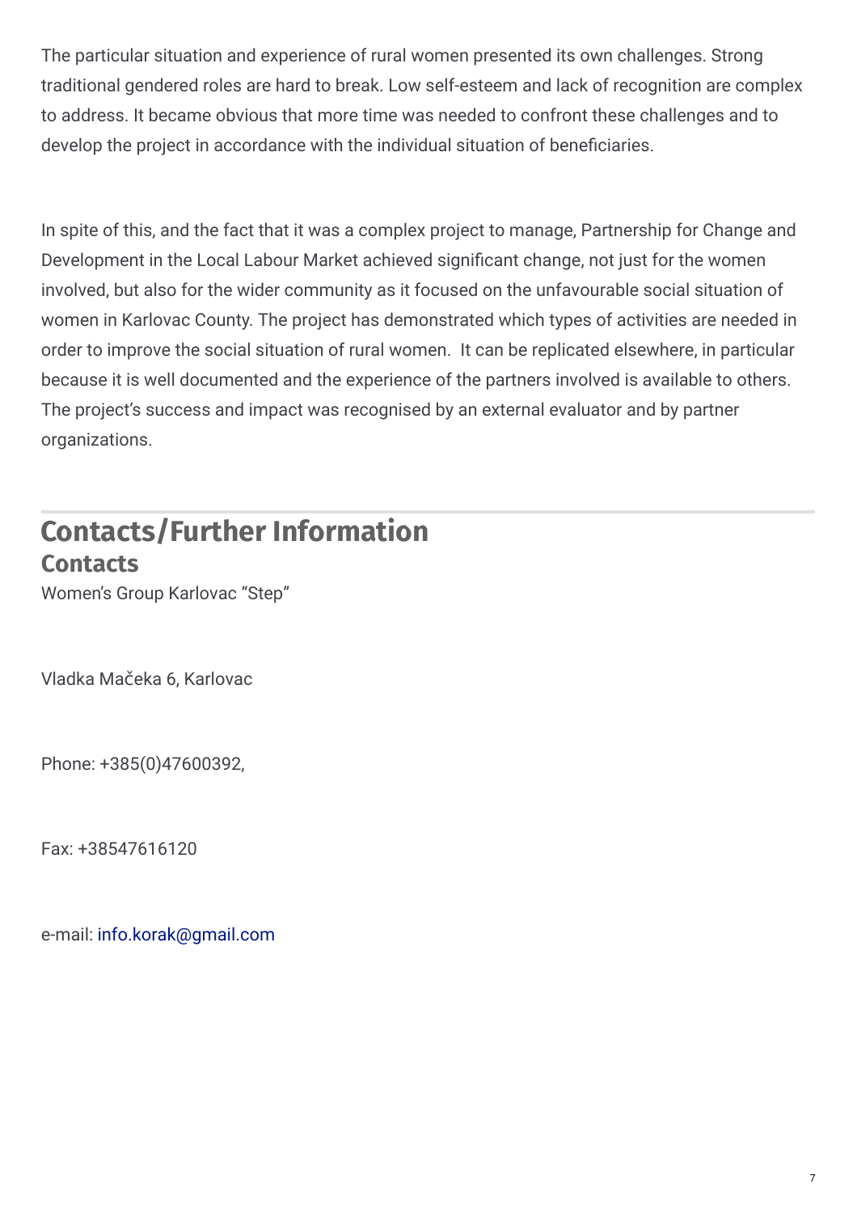The particular situation and experience of rural women presented its own challenges. Strong traditional gendered roles are hard to break. Low self-esteem and lack of recognition are complex to address. It became obvious that more time was needed to confront these challenges and to develop the project in accordance with the individual situation of beneficiaries.

In spite of this, and the fact that it was a complex project to manage, Partnership for Change and Development in the Local Labour Market achieved significant change, not just for the women involved, but also for the wider community as it focused on the unfavourable social situation of women in Karlovac County. The project has demonstrated which types of activities are needed in order to improve the social situation of rural women. It can be replicated elsewhere, in particular because it is well documented and the experience of the partners involved is available to others. The project's success and impact was recognised by an external evaluator and by partner organizations.

## Contacts/Further Information

### Contacts

Women's Group Karlovac "Step"

Vladka Mačeka 6, Karlovac

Phone: +385(0)47600392,

Fax: +38547616120

e-mail: info.korak@gmail.com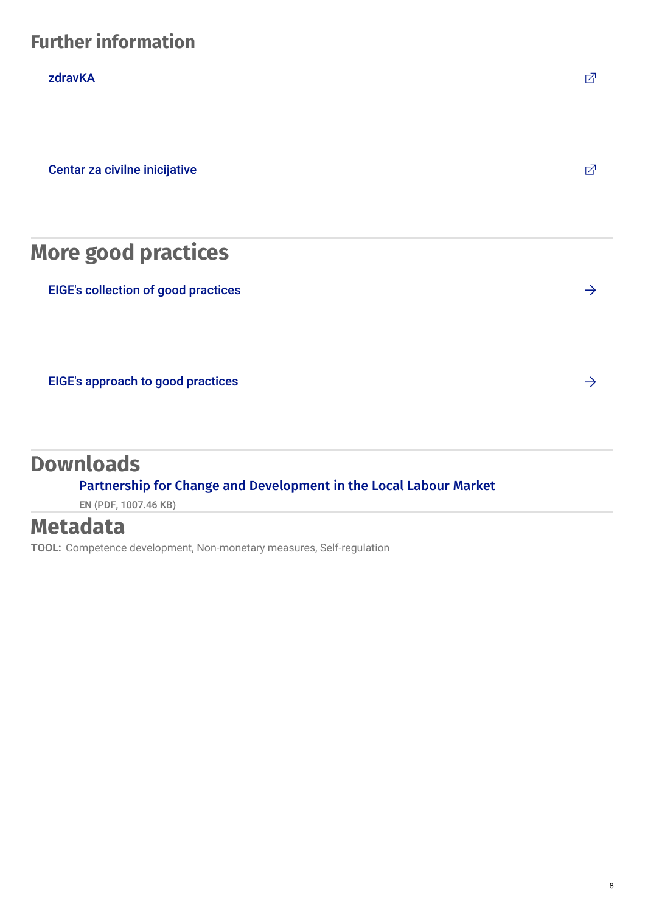## Further information

zdravKA

Centar za civilne inicijative

## More good practices

EIGE's collection of good practices

EIGE's approach to good practices

## Downloads

Partnership for Change and Development in the Local Labour Market

**EN** (PDF, 1007.46 KB)

## Metadata

**TOOL:** Competence development, Non-monetary measures, Self-regulation